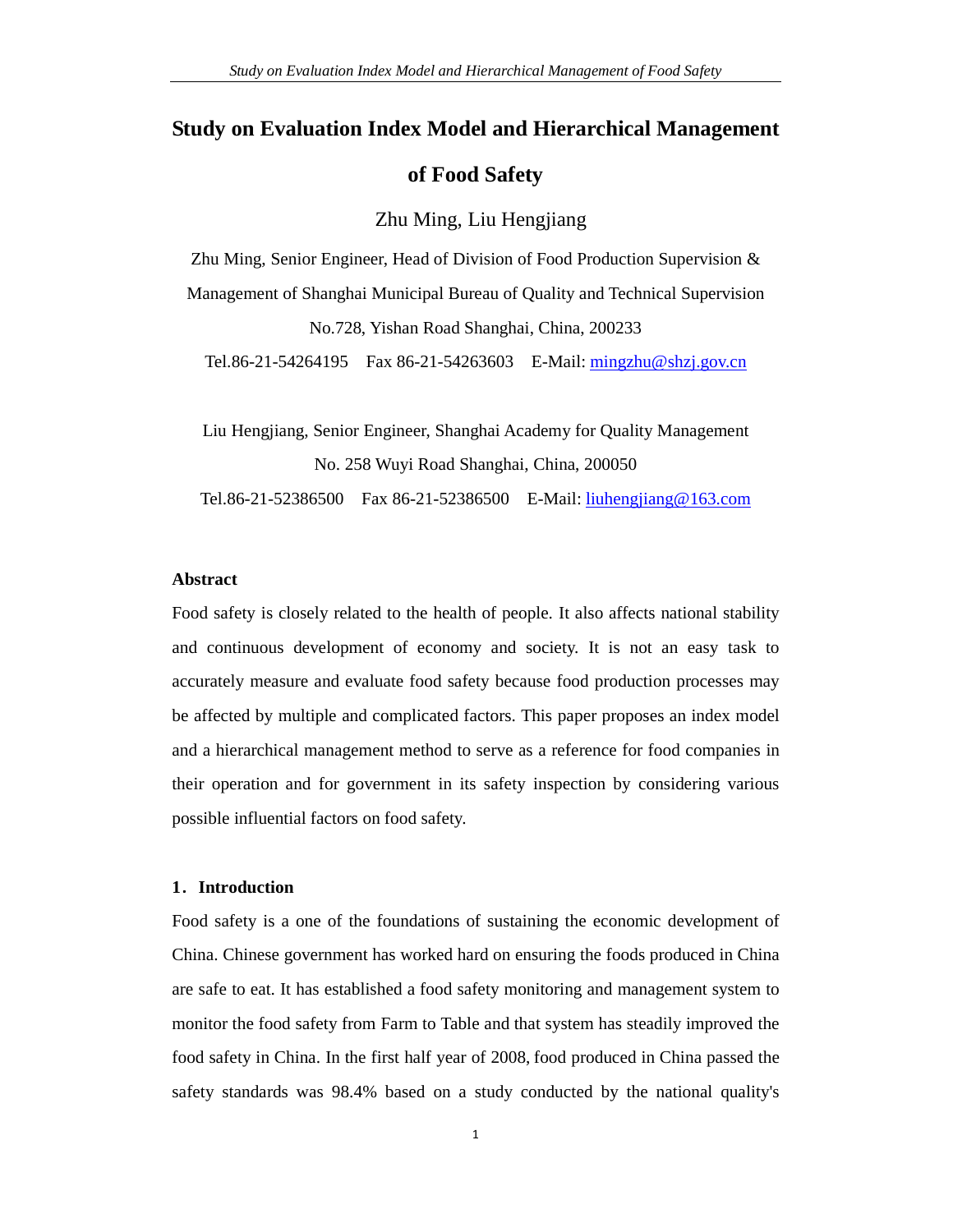# Study on Evaluation Index Model and Hierarchical Management of Food Safety

Zhu Ming, Liu Hengjiang

Zhu Ming, Senior Engineer, Head of Division of Food Production Supervision & Management of Shanghai Municipal Bureau of Quality and Technical Supervision

No.728, Yishan Road Shanghai, China, 200233

Tel.86-21-54264195 Fax 86-21-54263603 E-Mail: mingzhu@shzj.gov.cn

Liu Hengjiang, Senior Engineer, Shanghai Academy for Quality Management

No. 258 Wuyi Road Shanghai, China, 200050

Tel.86-21-52386500 Fax 86-21-52386500 E-Mail: liuhengjiang@163.com

## Abstract

Food safety is closely related to the health of people. It also affects national stability and continuous development of economy and society. It is not an easy task to accurately measure and evaluate food safety because food production processes may be affected by multiple and complicated factors. This paper proposes an index model and a hierarchical management method to serve as a reference for food companies in their operation and for government in its safety inspection by considering various possible influential factors on food safety.

## 1. Introduction

Food safety is a one of the foundations of sustaining the economic development of China. Chinese government has worked hard on ensuring the foods produced in China are safe to eat. It has established a food safety monitoring and management system to monitor the food safety from Farm to Table and that system has steadily improved the food safety in China. In the first half year of 2008, food produced in China passed the safety standards was 98.4% based on a study conducted by the national quality's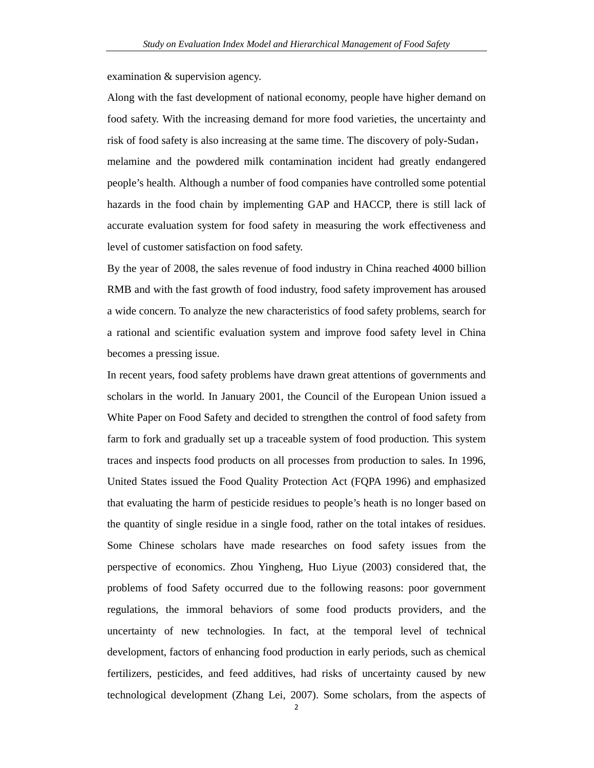examination & supervision agency.

Along with the fast development of national economy, people have higher demand on food safety. With the increasing demand for more food varieties, the uncertainty and risk of food safety is also increasing at the same time. The discovery of poly-Sudan， melamine and the powdered milk contamination incident had greatly endangered people's health. Although a number of food companies have controlled some potential hazards in the food chain by implementing GAP and HACCP, there is still lack of accurate evaluation system for food safety in measuring the work effectiveness and level of customer satisfaction on food safety.

By the year of 2008, the sales revenue of food industry in China reached 4000 billion RMB and with the fast growth of food industry, food safety improvement has aroused a wide concern. To analyze the new characteristics of food safety problems, search for a rational and scientific evaluation system and improve food safety level in China becomes a pressing issue.

In recent years, food safety problems have drawn great attentions of governments and scholars in the world. In January 2001, the Council of the European Union issued a White Paper on Food Safety and decided to strengthen the control of food safety from farm to fork and gradually set up a traceable system of food production. This system traces and inspects food products on all processes from production to sales. In 1996, United States issued the Food Quality Protection Act (FQPA 1996) and emphasized that evaluating the harm of pesticide residues to people's heath is no longer based on the quantity of single residue in a single food, rather on the total intakes of residues. Some Chinese scholars have made researches on food safety issues from the perspective of economics. Zhou Yingheng, Huo Liyue (2003) considered that, the problems of food Safety occurred due to the following reasons: poor government regulations, the immoral behaviors of some food products providers, and the uncertainty of new technologies. In fact, at the temporal level of technical development, factors of enhancing food production in early periods, such as chemical fertilizers, pesticides, and feed additives, had risks of uncertainty caused by new technological development (Zhang Lei, 2007). Some scholars, from the aspects of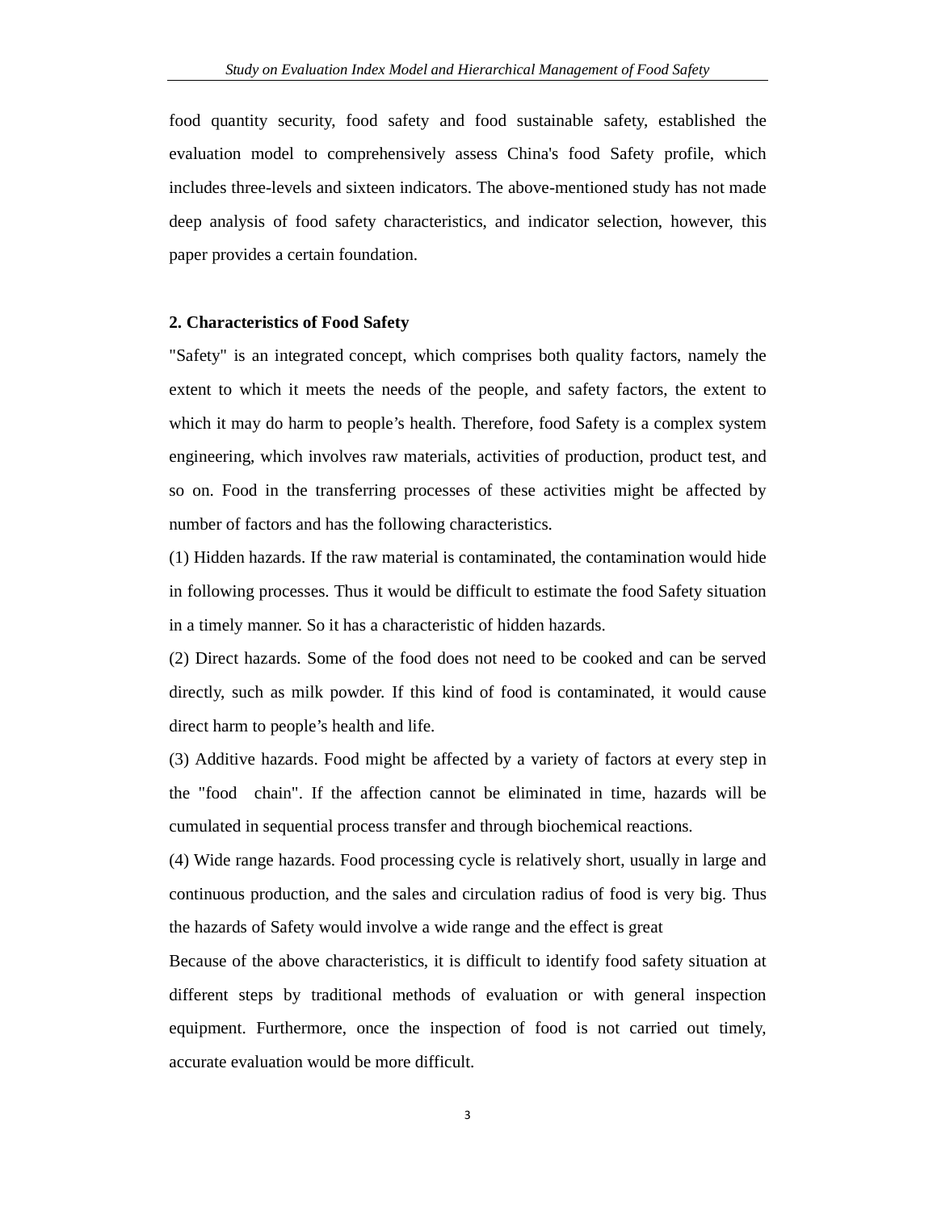food quantity security, food safety and food sustainable safety, established the evaluation model to comprehensively assess China's food Safety profile, which includes three-levels and sixteen indicators. The above-mentioned study has not made deep analysis of food safety characteristics, and indicator selection, however, this paper provides a certain foundation.

## 2. Characteristics of Food Safety

"Safety" is an integrated concept, which comprises both quality factors, namely the extent to which it meets the needs of the people, and safety factors, the extent to which it may do harm to people's health. Therefore, food Safety is a complex system engineering, which involves raw materials, activities of production, product test, and so on. Food in the transferring processes of these activities might be affected by number of factors and has the following characteristics.

(1) Hidden hazards. If the raw material is contaminated, the contamination would hide in following processes. Thus it would be difficult to estimate the food Safety situation in a timely manner. So it has a characteristic of hidden hazards.

(2) Direct hazards. Some of the food does not need to be cooked and can be served directly, such as milk powder. If this kind of food is contaminated, it would cause direct harm to people's health and life.

(3) Additive hazards. Food might be affected by a variety of factors at every step in the "food chain". If the affection cannot be eliminated in time, hazards will be cumulated in sequential process transfer and through biochemical reactions.

(4) Wide range hazards. Food processing cycle is relatively short, usually in large and continuous production, and the sales and circulation radius of food is very big. Thus the hazards of Safety would involve a wide range and the effect is great

Because of the above characteristics, it is difficult to identify food safety situation at different steps by traditional methods of evaluation or with general inspection equipment. Furthermore, once the inspection of food is not carried out timely, accurate evaluation would be more difficult.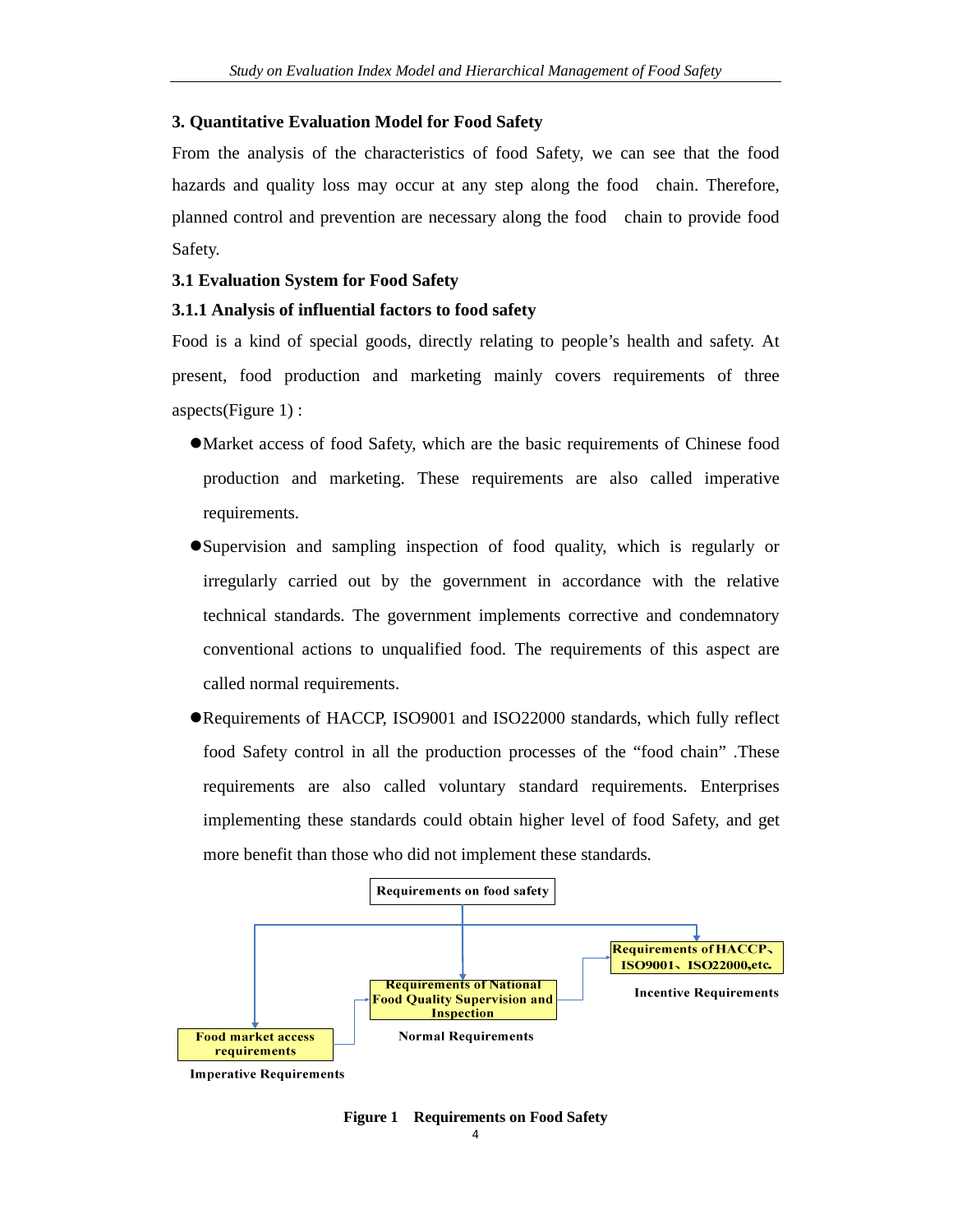## 3. Quantitative Evaluation Model for Food Safety

From the analysis of the characteristics of food Safety, we can see that the food hazards and quality loss may occur at any step along the food chain. Therefore, planned control and prevention are necessary along the food chain to provide food Safety.

### 3.1 Evaluation System for Food Safety

#### 3.1.1 Analysis of influential factors to food safety

Food is a kind of special goods, directly relating to people's health and safety. At present, food production and marketing mainly covers requirements of three aspects(Figure 1) :

- Market access of food Safety, which are the basic requirements of Chinese food production and marketing. These requirements are also called imperative requirements.
- Supervision and sampling inspection of food quality, which is regularly or irregularly carried out by the government in accordance with the relative technical standards. The government implements corrective and condemnatory conventional actions to unqualified food. The requirements of this aspect are called normal requirements.
- Requirements of HACCP, ISO9001 and ISO22000 standards, which fully reflect food Safety control in all the production processes of the "food chain" .These requirements are also called voluntary standard requirements. Enterprises implementing these standards could obtain higher level of food Safety, and get more benefit than those who did not implement these standards.

Requirements on food safety

Food market access requirements — Imperative Requirements

Requirements of National Food Quality Supervision and Inspection — Normal Requirements

Requirements of HACCP、ISO9001、ISO22000,etc. — Incentive Requirements

**Figure 1 Requirements on Food Safety**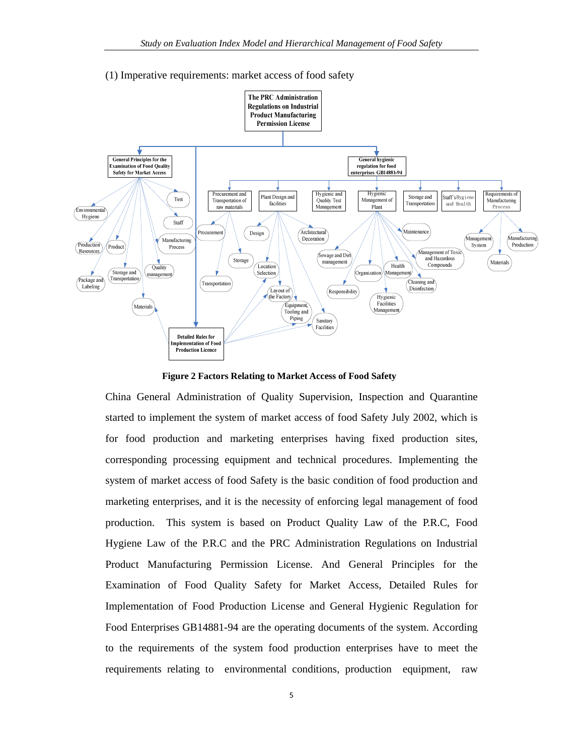(1) Imperative requirements: market access of food safety

**Figure 2 Factors Relating to Market Access of Food Safety**

China General Administration of Quality Supervision, Inspection and Quarantine started to implement the system of market access of food Safety July 2002, which is for food production and marketing enterprises having fixed production sites, corresponding processing equipment and technical procedures. Implementing the system of market access of food Safety is the basic condition of food production and marketing enterprises, and it is the necessity of enforcing legal management of food production. This system is based on Product Quality Law of the P.R.C, Food Hygiene Law of the P.R.C and the PRC Administration Regulations on Industrial Product Manufacturing Permission License. And General Principles for the Examination of Food Quality Safety for Market Access, Detailed Rules for Implementation of Food Production License and General Hygienic Regulation for Food Enterprises GB14881-94 are the operating documents of the system. According to the requirements of the system food production enterprises have to meet the requirements relating to environmental conditions, production equipment, raw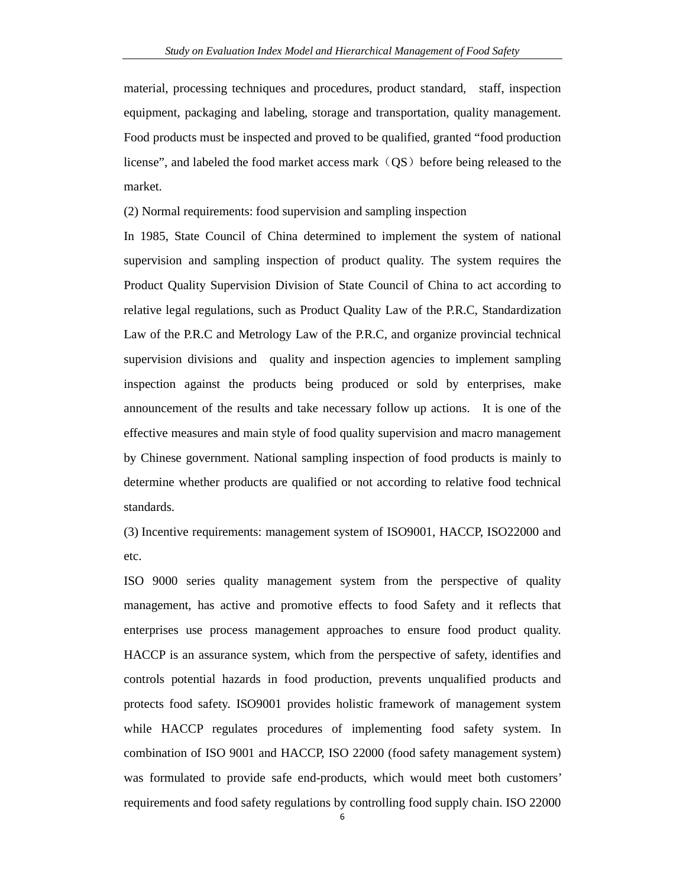material, processing techniques and procedures, product standard, staff, inspection equipment, packaging and labeling, storage and transportation, quality management. Food products must be inspected and proved to be qualified, granted "food production license", and labeled the food market access mark（QS）before being released to the market.

(2) Normal requirements: food supervision and sampling inspection

In 1985, State Council of China determined to implement the system of national supervision and sampling inspection of product quality. The system requires the Product Quality Supervision Division of State Council of China to act according to relative legal regulations, such as Product Quality Law of the P.R.C, Standardization Law of the P.R.C and Metrology Law of the P.R.C, and organize provincial technical supervision divisions and quality and inspection agencies to implement sampling inspection against the products being produced or sold by enterprises, make announcement of the results and take necessary follow up actions. It is one of the effective measures and main style of food quality supervision and macro management by Chinese government. National sampling inspection of food products is mainly to determine whether products are qualified or not according to relative food technical standards.

(3) Incentive requirements: management system of ISO9001, HACCP, ISO22000 and etc.

ISO 9000 series quality management system from the perspective of quality management, has active and promotive effects to food Safety and it reflects that enterprises use process management approaches to ensure food product quality. HACCP is an assurance system, which from the perspective of safety, identifies and controls potential hazards in food production, prevents unqualified products and protects food safety. ISO9001 provides holistic framework of management system while HACCP regulates procedures of implementing food safety system. In combination of ISO 9001 and HACCP, ISO 22000 (food safety management system) was formulated to provide safe end-products, which would meet both customers' requirements and food safety regulations by controlling food supply chain. ISO 22000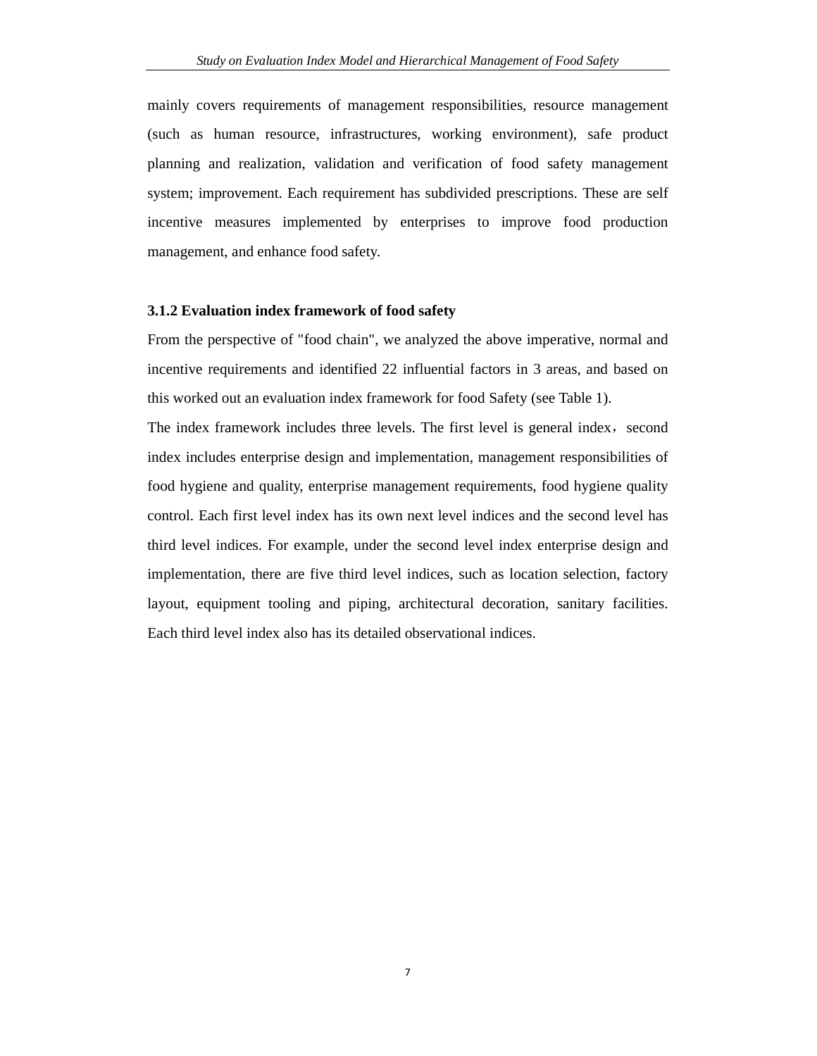mainly covers requirements of management responsibilities, resource management (such as human resource, infrastructures, working environment), safe product planning and realization, validation and verification of food safety management system; improvement. Each requirement has subdivided prescriptions. These are self incentive measures implemented by enterprises to improve food production management, and enhance food safety.

### 3.1.2 Evaluation index framework of food safety

From the perspective of "food chain", we analyzed the above imperative, normal and incentive requirements and identified 22 influential factors in 3 areas, and based on this worked out an evaluation index framework for food Safety (see Table 1).

The index framework includes three levels. The first level is general index，second index includes enterprise design and implementation, management responsibilities of food hygiene and quality, enterprise management requirements, food hygiene quality control. Each first level index has its own next level indices and the second level has third level indices. For example, under the second level index enterprise design and implementation, there are five third level indices, such as location selection, factory layout, equipment tooling and piping, architectural decoration, sanitary facilities. Each third level index also has its detailed observational indices.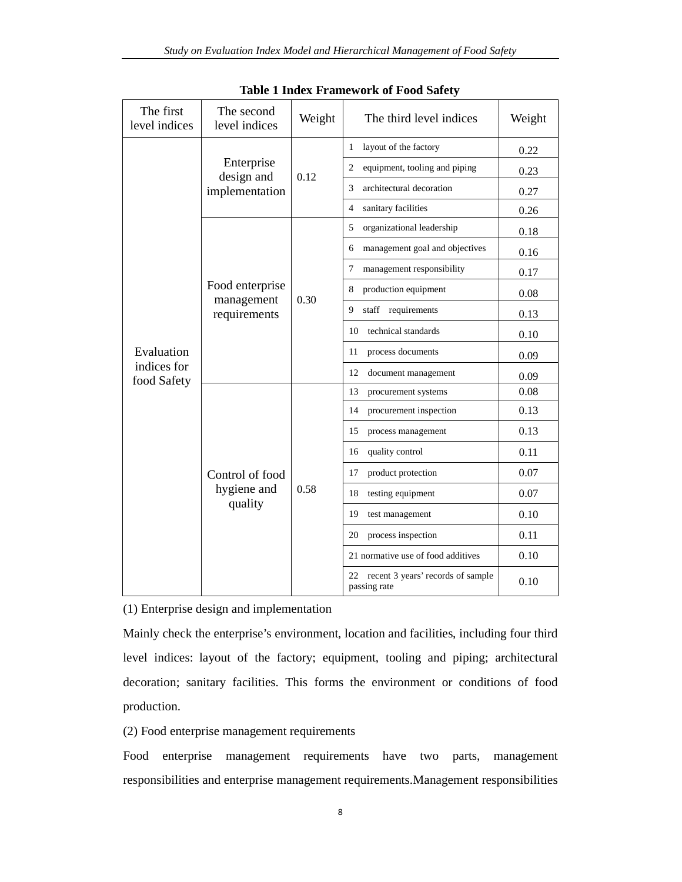**Table 1 Index Framework of Food Safety**

| The first level indices | The second level indices | Weight | The third level indices | Weight |
|---|---|---|---|---|
| Evaluation indices for food Safety | Enterprise design and implementation | 0.12 | 1 layout of the factory | 0.22 |
| | | | 2 equipment, tooling and piping | 0.23 |
| | | | 3 architectural decoration | 0.27 |
| | | | 4 sanitary facilities | 0.26 |
| | Food enterprise management requirements | 0.30 | 5 organizational leadership | 0.18 |
| | | | 6 management goal and objectives | 0.16 |
| | | | 7 management responsibility | 0.17 |
| | | | 8 production equipment | 0.08 |
| | | | 9 staff requirements | 0.13 |
| | | | 10 technical standards | 0.10 |
| | | | 11 process documents | 0.09 |
| | | | 12 document management | 0.09 |
| | Control of food hygiene and quality | 0.58 | 13 procurement systems | 0.08 |
| | | | 14 procurement inspection | 0.13 |
| | | | 15 process management | 0.13 |
| | | | 16 quality control | 0.11 |
| | | | 17 product protection | 0.07 |
| | | | 18 testing equipment | 0.07 |
| | | | 19 test management | 0.10 |
| | | | 20 process inspection | 0.11 |
| | | | 21 normative use of food additives | 0.10 |
| | | | 22 recent 3 years' records of sample passing rate | 0.10 |

(1) Enterprise design and implementation

Mainly check the enterprise's environment, location and facilities, including four third level indices: layout of the factory; equipment, tooling and piping; architectural decoration; sanitary facilities. This forms the environment or conditions of food production.

(2) Food enterprise management requirements

Food enterprise management requirements have two parts, management responsibilities and enterprise management requirements.Management responsibilities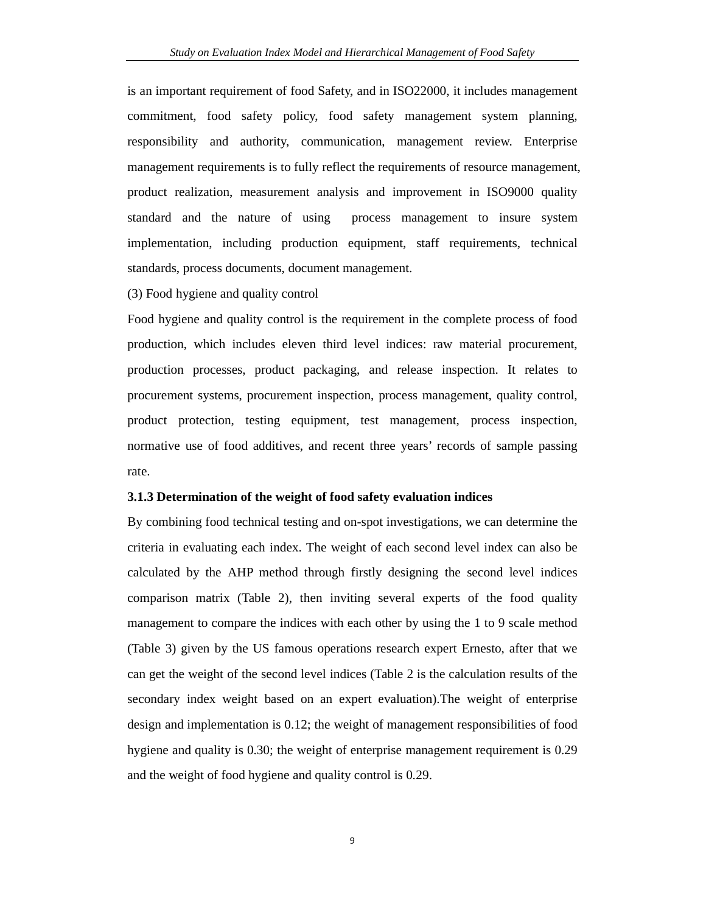is an important requirement of food Safety, and in ISO22000, it includes management commitment, food safety policy, food safety management system planning, responsibility and authority, communication, management review. Enterprise management requirements is to fully reflect the requirements of resource management, product realization, measurement analysis and improvement in ISO9000 quality standard and the nature of using process management to insure system implementation, including production equipment, staff requirements, technical standards, process documents, document management.

(3) Food hygiene and quality control

Food hygiene and quality control is the requirement in the complete process of food production, which includes eleven third level indices: raw material procurement, production processes, product packaging, and release inspection. It relates to procurement systems, procurement inspection, process management, quality control, product protection, testing equipment, test management, process inspection, normative use of food additives, and recent three years' records of sample passing rate.

**3.1.3 Determination of the weight of food safety evaluation indices**

By combining food technical testing and on-spot investigations, we can determine the criteria in evaluating each index. The weight of each second level index can also be calculated by the AHP method through firstly designing the second level indices comparison matrix (Table 2), then inviting several experts of the food quality management to compare the indices with each other by using the 1 to 9 scale method (Table 3) given by the US famous operations research expert Ernesto, after that we can get the weight of the second level indices (Table 2 is the calculation results of the secondary index weight based on an expert evaluation).The weight of enterprise design and implementation is 0.12; the weight of management responsibilities of food hygiene and quality is 0.30; the weight of enterprise management requirement is 0.29 and the weight of food hygiene and quality control is 0.29.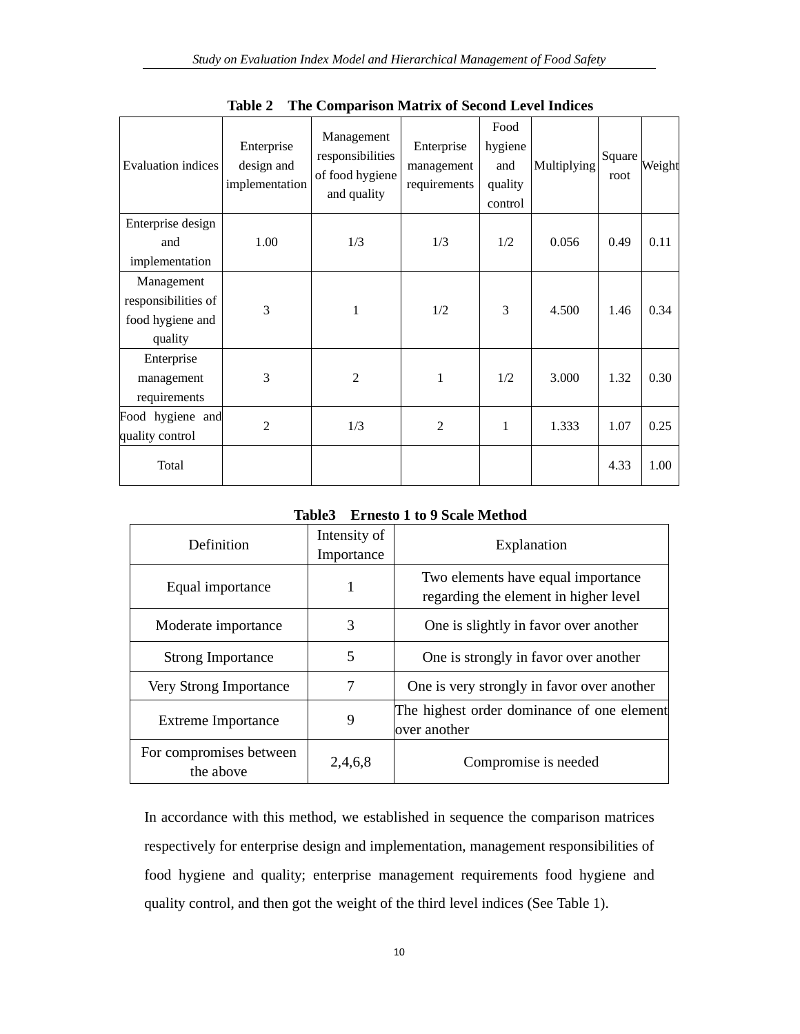**Table 2 The Comparison Matrix of Second Level Indices**

| Evaluation indices | Enterprise design and implementation | Management responsibilities of food hygiene and quality | Enterprise management requirements | Food hygiene and quality control | Multiplying | Square root | Weight |
|---|---|---|---|---|---|---|---|
| Enterprise design and implementation | 1.00 | 1/3 | 1/3 | 1/2 | 0.056 | 0.49 | 0.11 |
| Management responsibilities of food hygiene and quality | 3 | 1 | 1/2 | 3 | 4.500 | 1.46 | 0.34 |
| Enterprise management requirements | 3 | 2 | 1 | 1/2 | 3.000 | 1.32 | 0.30 |
| Food hygiene and quality control | 2 | 1/3 | 2 | 1 | 1.333 | 1.07 | 0.25 |
| Total | | | | | | 4.33 | 1.00 |

**Table3 Ernesto 1 to 9 Scale Method**

| Definition | Intensity of Importance | Explanation |
|---|---|---|
| Equal importance | 1 | Two elements have equal importance regarding the element in higher level |
| Moderate importance | 3 | One is slightly in favor over another |
| Strong Importance | 5 | One is strongly in favor over another |
| Very Strong Importance | 7 | One is very strongly in favor over another |
| Extreme Importance | 9 | The highest order dominance of one element over another |
| For compromises between the above | 2,4,6,8 | Compromise is needed |

In accordance with this method, we established in sequence the comparison matrices respectively for enterprise design and implementation, management responsibilities of food hygiene and quality; enterprise management requirements food hygiene and quality control, and then got the weight of the third level indices (See Table 1).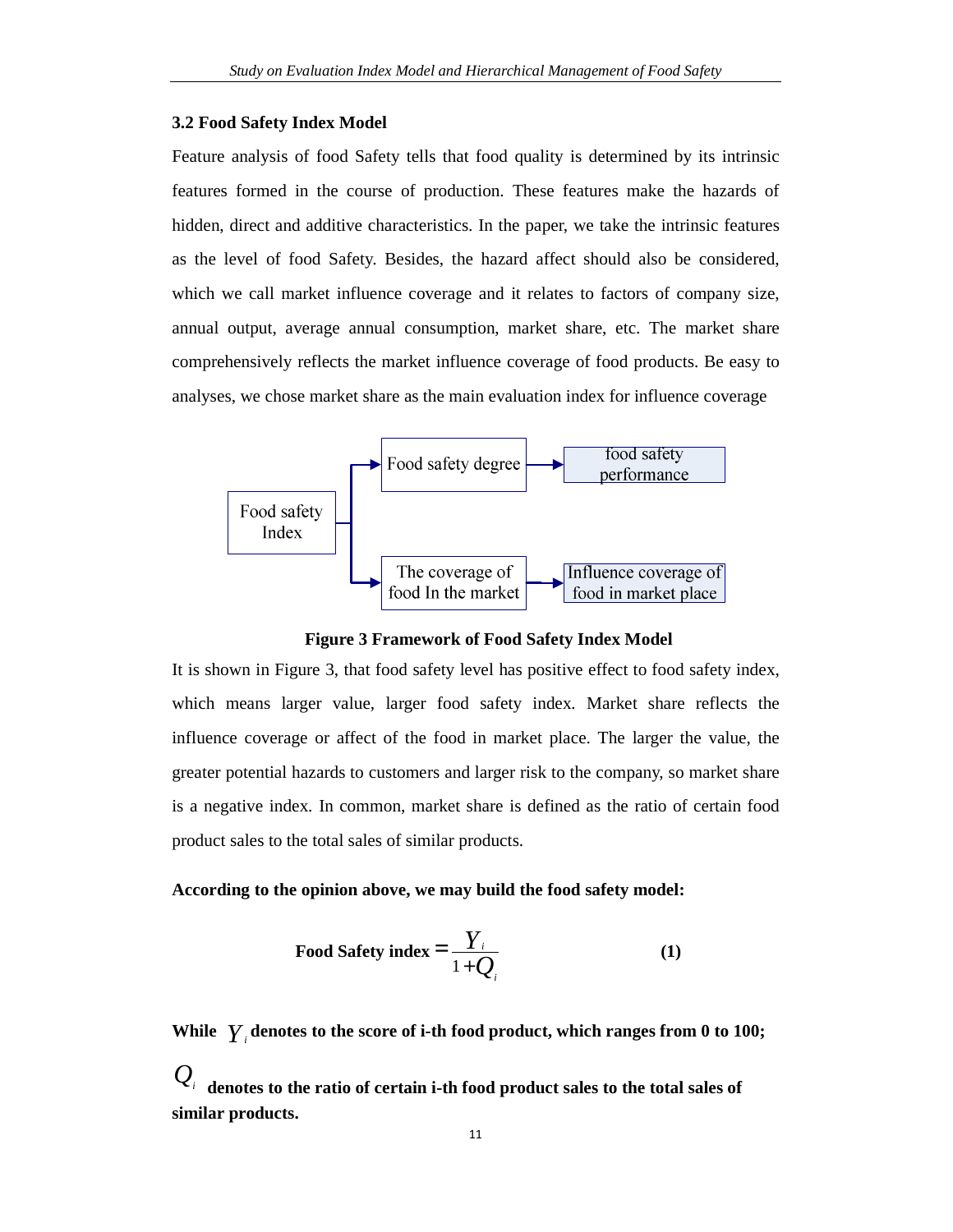### 3.2 Food Safety Index Model

Feature analysis of food Safety tells that food quality is determined by its intrinsic features formed in the course of production. These features make the hazards of hidden, direct and additive characteristics. In the paper, we take the intrinsic features as the level of food Safety. Besides, the hazard affect should also be considered, which we call market influence coverage and it relates to factors of company size, annual output, average annual consumption, market share, etc. The market share comprehensively reflects the market influence coverage of food products. Be easy to analyses, we chose market share as the main evaluation index for influence coverage

Food safety Index → Food safety degree → food safety performance

Food safety Index → The coverage of food In the market → Influence coverage of food in market place

**Figure 3 Framework of Food Safety Index Model**

It is shown in Figure 3, that food safety level has positive effect to food safety index, which means larger value, larger food safety index. Market share reflects the influence coverage or affect of the food in market place. The larger the value, the greater potential hazards to customers and larger risk to the company, so market share is a negative index. In common, market share is defined as the ratio of certain food product sales to the total sales of similar products.

**According to the opinion above, we may build the food safety model:**

$$\textbf{Food Safety index} = \frac{Y_i}{1+Q_i} \qquad (1)$$

**While $Y_i$ denotes to the score of i-th food product, which ranges from 0 to 100;**

**$Q_i$ denotes to the ratio of certain i-th food product sales to the total sales of similar products.**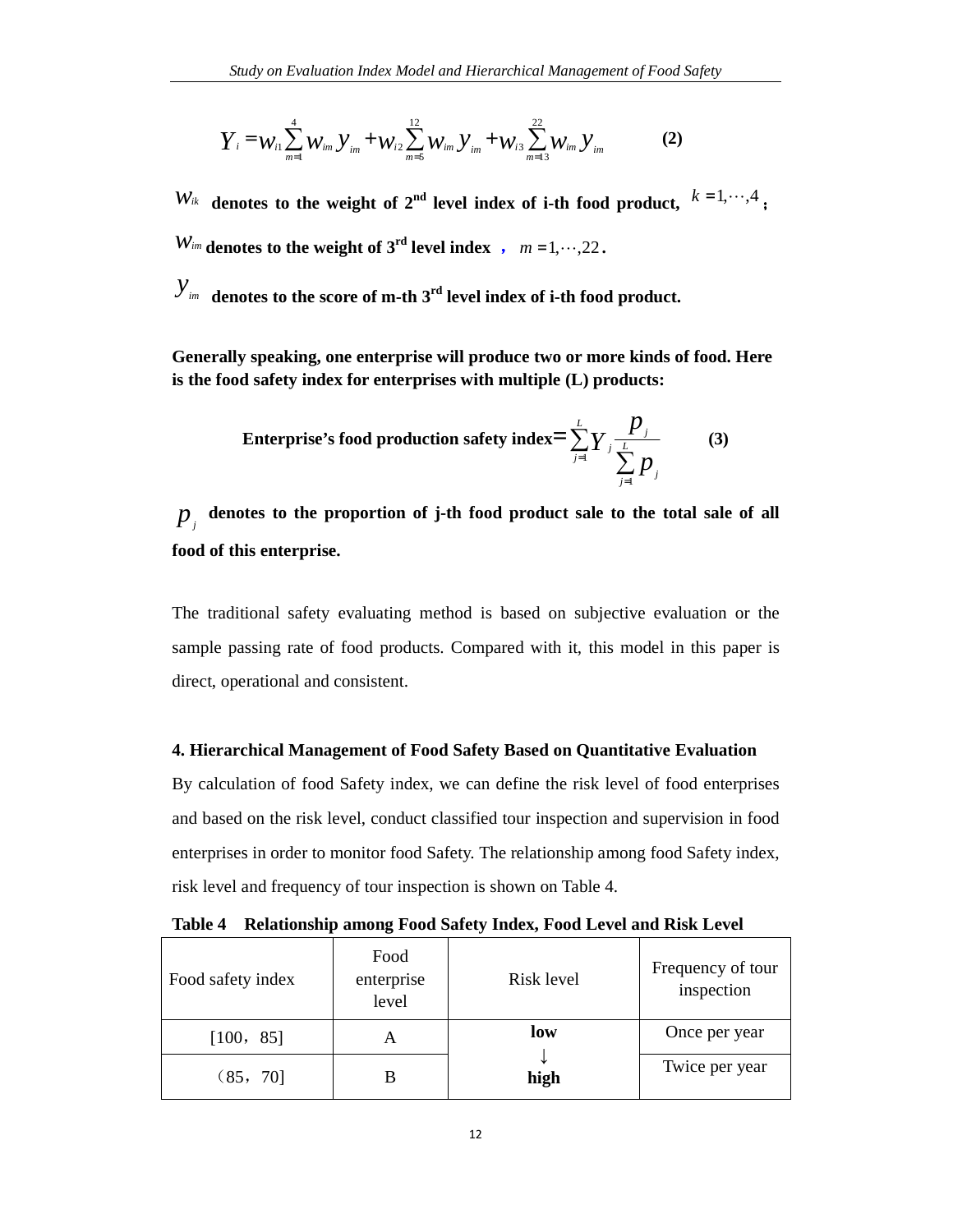$$Y_i = w_{i1}\sum_{m=1}^{4} w_{im} y_{im} + w_{i2}\sum_{m=5}^{12} w_{im} y_{im} + w_{i3}\sum_{m=13}^{22} w_{im} y_{im} \qquad (2)$$

**$w_{ik}$ denotes to the weight of 2nd level index of i-th food product, $k = 1,\cdots,4$;**

**$w_{im}$ denotes to the weight of 3rd level index, $m = 1,\cdots,22$.**

**$y_{im}$ denotes to the score of m-th 3rd level index of i-th food product.**

**Generally speaking, one enterprise will produce two or more kinds of food. Here is the food safety index for enterprises with multiple (L) products:**

$$\text{Enterprise's food production safety index} = \sum_{j=1}^{L} Y_j \frac{p_j}{\sum_{j=1}^{L} p_j} \qquad (3)$$

**$p_j$ denotes to the proportion of j-th food product sale to the total sale of all food of this enterprise.**

The traditional safety evaluating method is based on subjective evaluation or the sample passing rate of food products. Compared with it, this model in this paper is direct, operational and consistent.

**4. Hierarchical Management of Food Safety Based on Quantitative Evaluation**

By calculation of food Safety index, we can define the risk level of food enterprises and based on the risk level, conduct classified tour inspection and supervision in food enterprises in order to monitor food Safety. The relationship among food Safety index, risk level and frequency of tour inspection is shown on Table 4.

**Table 4 Relationship among Food Safety Index, Food Level and Risk Level**

| Food safety index | Food enterprise level | Risk level | Frequency of tour inspection |
|---|---|---|---|
| [100，85] | A | **low** ↓ **high** | Once per year |
| （85，70] | B | | Twice per year |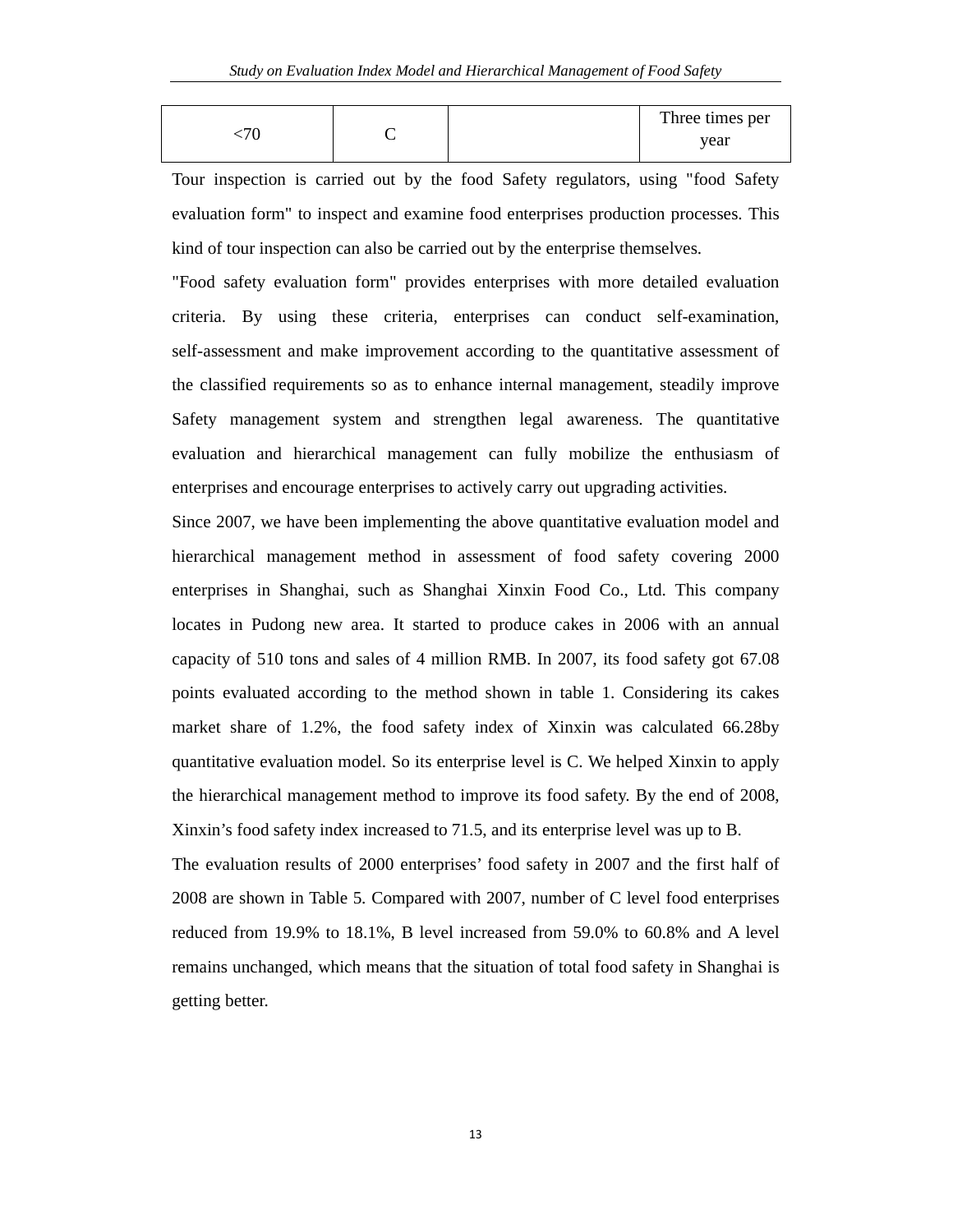| <70 | C | | Three times per year |
|---|---|---|---|

Tour inspection is carried out by the food Safety regulators, using "food Safety evaluation form" to inspect and examine food enterprises production processes. This kind of tour inspection can also be carried out by the enterprise themselves.

"Food safety evaluation form" provides enterprises with more detailed evaluation criteria. By using these criteria, enterprises can conduct self-examination, self-assessment and make improvement according to the quantitative assessment of the classified requirements so as to enhance internal management, steadily improve Safety management system and strengthen legal awareness. The quantitative evaluation and hierarchical management can fully mobilize the enthusiasm of enterprises and encourage enterprises to actively carry out upgrading activities.

Since 2007, we have been implementing the above quantitative evaluation model and hierarchical management method in assessment of food safety covering 2000 enterprises in Shanghai, such as Shanghai Xinxin Food Co., Ltd. This company locates in Pudong new area. It started to produce cakes in 2006 with an annual capacity of 510 tons and sales of 4 million RMB. In 2007, its food safety got 67.08 points evaluated according to the method shown in table 1. Considering its cakes market share of 1.2%, the food safety index of Xinxin was calculated 66.28by quantitative evaluation model. So its enterprise level is C. We helped Xinxin to apply the hierarchical management method to improve its food safety. By the end of 2008, Xinxin's food safety index increased to 71.5, and its enterprise level was up to B.

The evaluation results of 2000 enterprises' food safety in 2007 and the first half of 2008 are shown in Table 5. Compared with 2007, number of C level food enterprises reduced from 19.9% to 18.1%, B level increased from 59.0% to 60.8% and A level remains unchanged, which means that the situation of total food safety in Shanghai is getting better.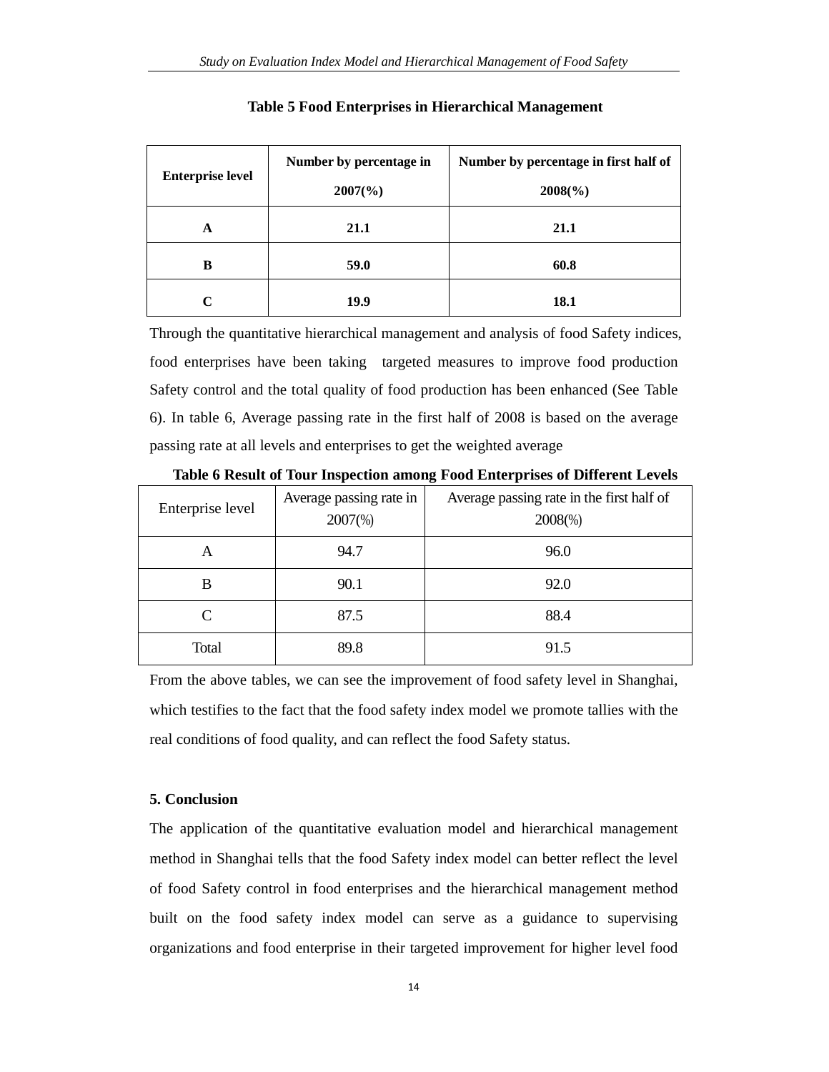**Table 5 Food Enterprises in Hierarchical Management**

| Enterprise level | Number by percentage in 2007(%) | Number by percentage in first half of 2008(%) |
|---|---|---|
| A | 21.1 | 21.1 |
| B | 59.0 | 60.8 |
| C | 19.9 | 18.1 |

Through the quantitative hierarchical management and analysis of food Safety indices, food enterprises have been taking targeted measures to improve food production Safety control and the total quality of food production has been enhanced (See Table 6). In table 6, Average passing rate in the first half of 2008 is based on the average passing rate at all levels and enterprises to get the weighted average

**Table 6 Result of Tour Inspection among Food Enterprises of Different Levels**

| Enterprise level | Average passing rate in 2007(%) | Average passing rate in the first half of 2008(%) |
|---|---|---|
| A | 94.7 | 96.0 |
| B | 90.1 | 92.0 |
| C | 87.5 | 88.4 |
| Total | 89.8 | 91.5 |

From the above tables, we can see the improvement of food safety level in Shanghai, which testifies to the fact that the food safety index model we promote tallies with the real conditions of food quality, and can reflect the food Safety status.

## 5. Conclusion

The application of the quantitative evaluation model and hierarchical management method in Shanghai tells that the food Safety index model can better reflect the level of food Safety control in food enterprises and the hierarchical management method built on the food safety index model can serve as a guidance to supervising organizations and food enterprise in their targeted improvement for higher level food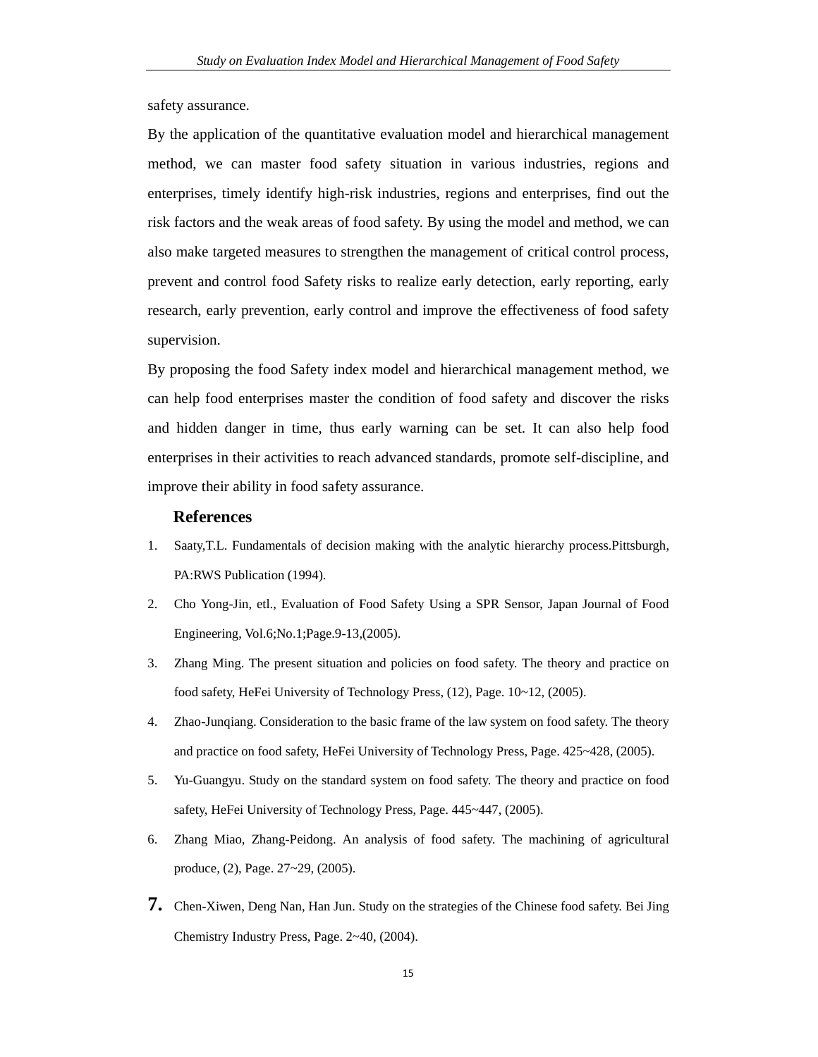safety assurance.

By the application of the quantitative evaluation model and hierarchical management method, we can master food safety situation in various industries, regions and enterprises, timely identify high-risk industries, regions and enterprises, find out the risk factors and the weak areas of food safety. By using the model and method, we can also make targeted measures to strengthen the management of critical control process, prevent and control food Safety risks to realize early detection, early reporting, early research, early prevention, early control and improve the effectiveness of food safety supervision.

By proposing the food Safety index model and hierarchical management method, we can help food enterprises master the condition of food safety and discover the risks and hidden danger in time, thus early warning can be set. It can also help food enterprises in their activities to reach advanced standards, promote self-discipline, and improve their ability in food safety assurance.

## References

1. Saaty,T.L. Fundamentals of decision making with the analytic hierarchy process.Pittsburgh, PA:RWS Publication (1994).
2. Cho Yong-Jin, etl., Evaluation of Food Safety Using a SPR Sensor, Japan Journal of Food Engineering, Vol.6;No.1;Page.9-13,(2005).
3. Zhang Ming. The present situation and policies on food safety. The theory and practice on food safety, HeFei University of Technology Press, (12), Page. 10~12, (2005).
4. Zhao-Junqiang. Consideration to the basic frame of the law system on food safety. The theory and practice on food safety, HeFei University of Technology Press, Page. 425~428, (2005).
5. Yu-Guangyu. Study on the standard system on food safety. The theory and practice on food safety, HeFei University of Technology Press, Page. 445~447, (2005).
6. Zhang Miao, Zhang-Peidong. An analysis of food safety. The machining of agricultural produce, (2), Page. 27~29, (2005).
7. Chen-Xiwen, Deng Nan, Han Jun. Study on the strategies of the Chinese food safety. Bei Jing Chemistry Industry Press, Page. 2~40, (2004).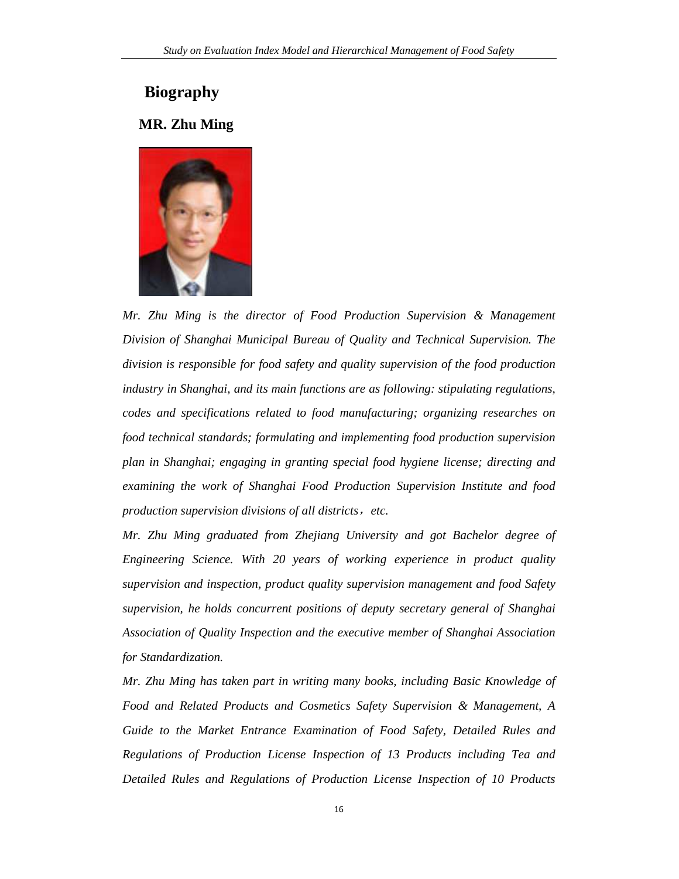## Biography

### MR. Zhu Ming

*Mr. Zhu Ming is the director of Food Production Supervision & Management Division of Shanghai Municipal Bureau of Quality and Technical Supervision. The division is responsible for food safety and quality supervision of the food production industry in Shanghai, and its main functions are as following: stipulating regulations, codes and specifications related to food manufacturing; organizing researches on food technical standards; formulating and implementing food production supervision plan in Shanghai; engaging in granting special food hygiene license; directing and examining the work of Shanghai Food Production Supervision Institute and food production supervision divisions of all districts, etc.*

*Mr. Zhu Ming graduated from Zhejiang University and got Bachelor degree of Engineering Science. With 20 years of working experience in product quality supervision and inspection, product quality supervision management and food Safety supervision, he holds concurrent positions of deputy secretary general of Shanghai Association of Quality Inspection and the executive member of Shanghai Association for Standardization.*

*Mr. Zhu Ming has taken part in writing many books, including Basic Knowledge of Food and Related Products and Cosmetics Safety Supervision & Management, A Guide to the Market Entrance Examination of Food Safety, Detailed Rules and Regulations of Production License Inspection of 13 Products including Tea and Detailed Rules and Regulations of Production License Inspection of 10 Products*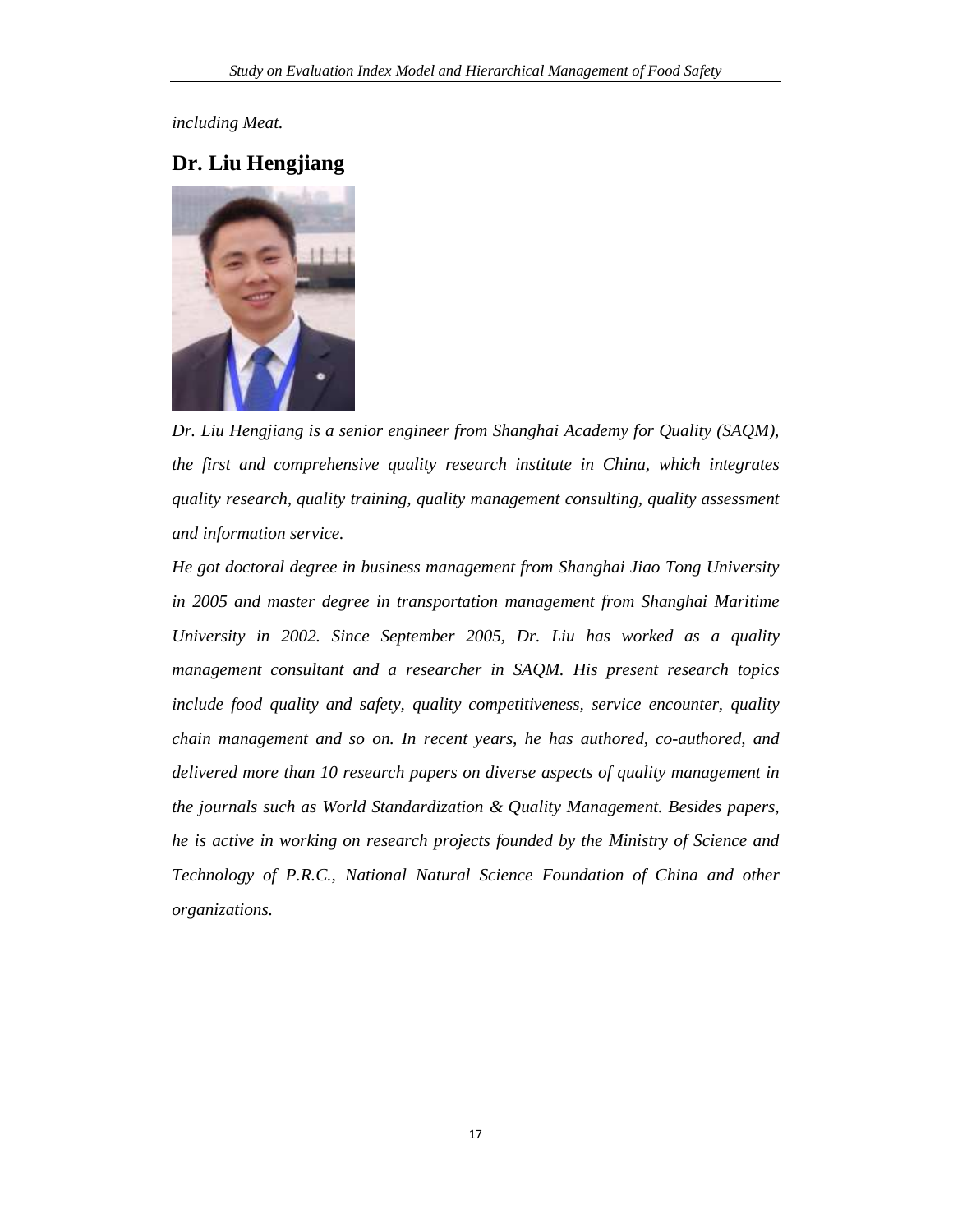*including Meat.*

## Dr. Liu Hengjiang

*Dr. Liu Hengjiang is a senior engineer from Shanghai Academy for Quality (SAQM), the first and comprehensive quality research institute in China, which integrates quality research, quality training, quality management consulting, quality assessment and information service.*

*He got doctoral degree in business management from Shanghai Jiao Tong University in 2005 and master degree in transportation management from Shanghai Maritime University in 2002. Since September 2005, Dr. Liu has worked as a quality management consultant and a researcher in SAQM. His present research topics include food quality and safety, quality competitiveness, service encounter, quality chain management and so on. In recent years, he has authored, co-authored, and delivered more than 10 research papers on diverse aspects of quality management in the journals such as World Standardization & Quality Management. Besides papers, he is active in working on research projects founded by the Ministry of Science and Technology of P.R.C., National Natural Science Foundation of China and other organizations.*